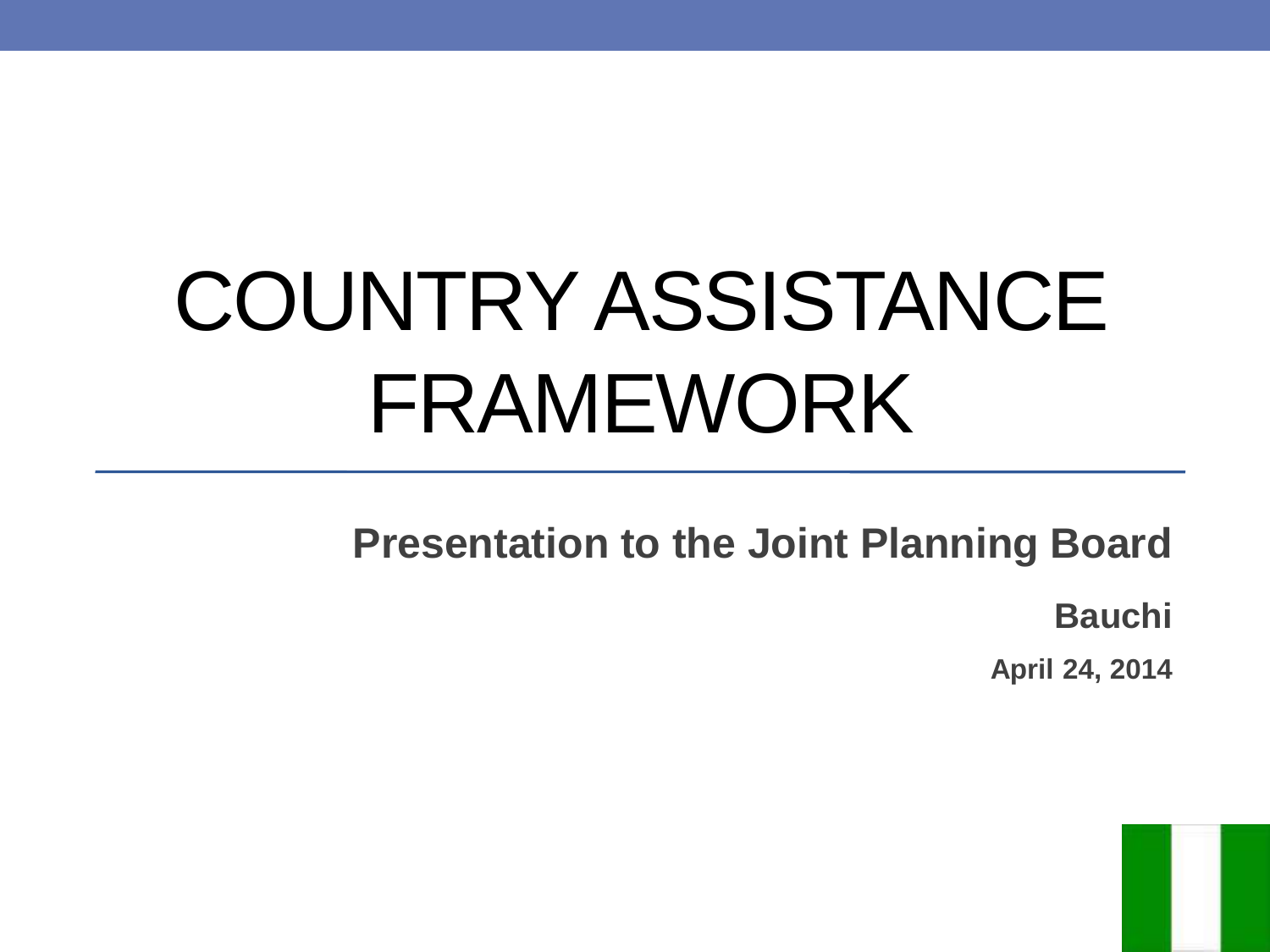# COUNTRY ASSISTANCE FRAMEWORK

**Presentation to the Joint Planning Board**

**Bauchi**

**April 24, 2014**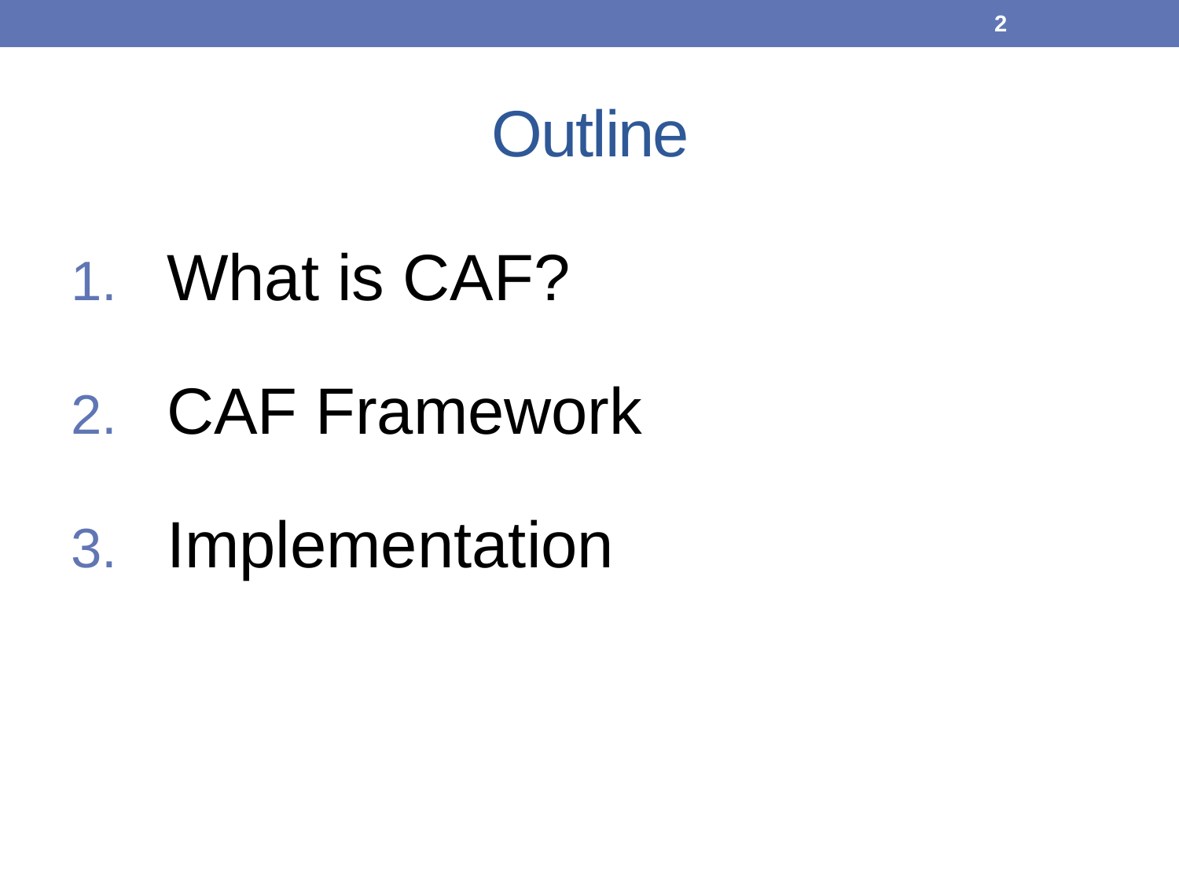# Outline

1. What is CAF?
2. CAF Framework
3. Implementation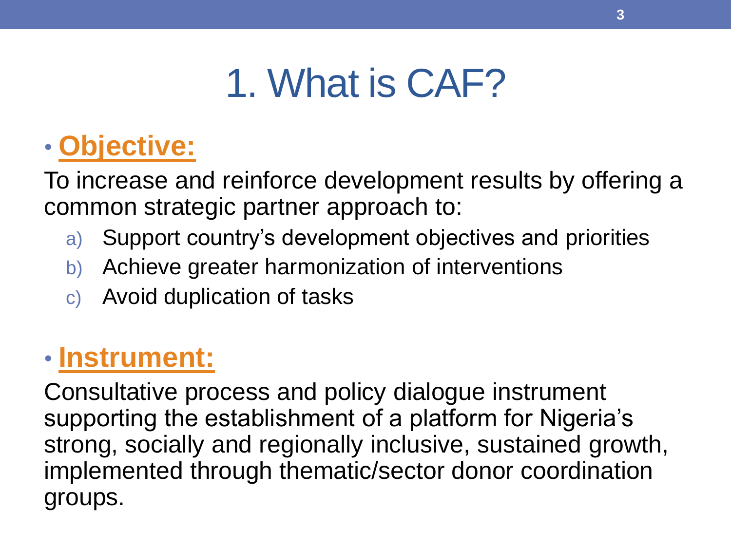# 1. What is CAF?

- **Objective:**

To increase and reinforce development results by offering a common strategic partner approach to:

a) Support country's development objectives and priorities
b) Achieve greater harmonization of interventions
c) Avoid duplication of tasks

- **Instrument:**

Consultative process and policy dialogue instrument supporting the establishment of a platform for Nigeria's strong, socially and regionally inclusive, sustained growth, implemented through thematic/sector donor coordination groups.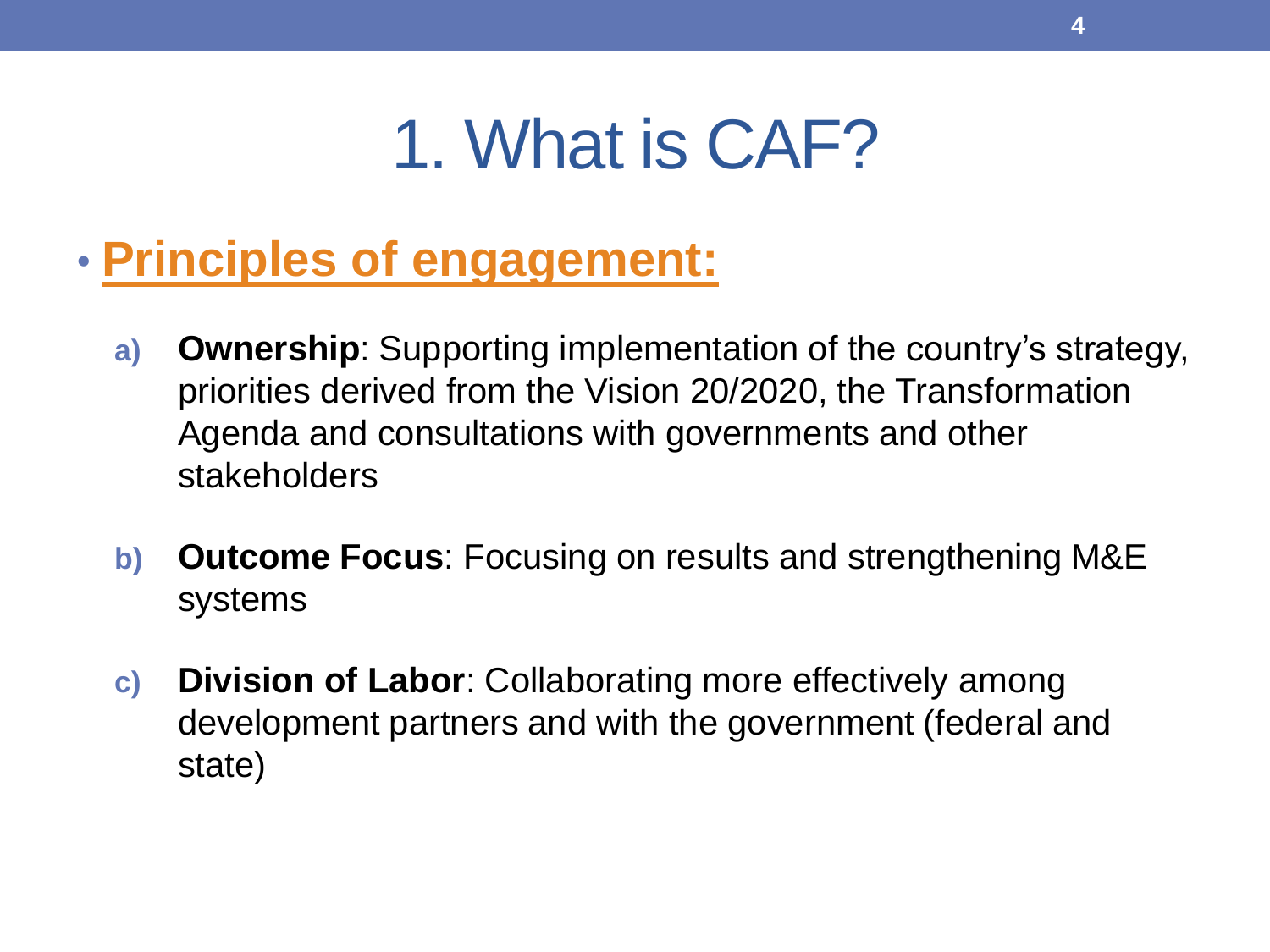# 1. What is CAF?

- **Principles of engagement:**

  a) **Ownership**: Supporting implementation of the country's strategy, priorities derived from the Vision 20/2020, the Transformation Agenda and consultations with governments and other stakeholders

  b) **Outcome Focus**: Focusing on results and strengthening M&E systems

  c) **Division of Labor**: Collaborating more effectively among development partners and with the government (federal and state)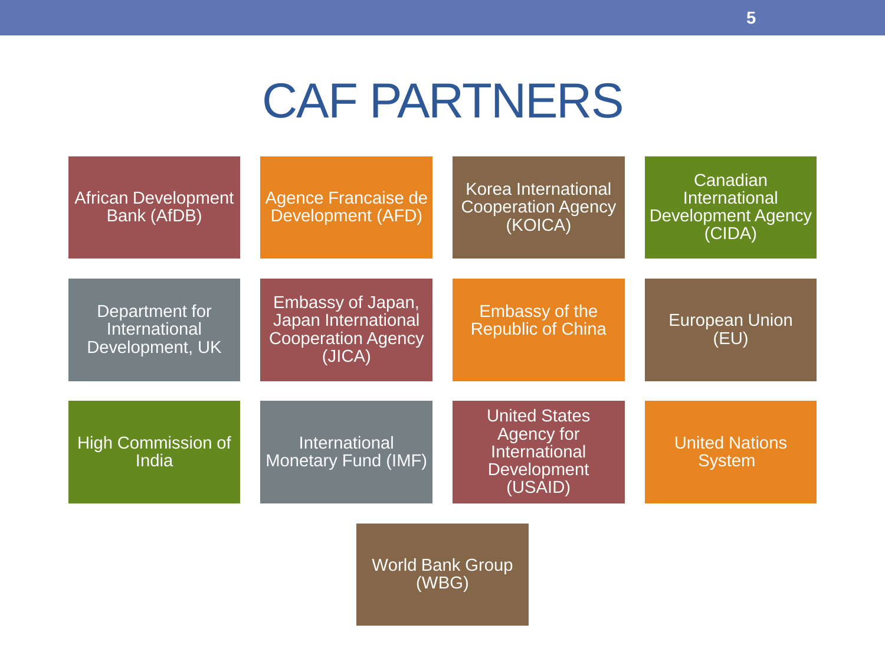# CAF PARTNERS

- African Development Bank (AfDB)
- Agence Francaise de Development (AFD)
- Korea International Cooperation Agency (KOICA)
- Canadian International Development Agency (CIDA)
- Department for International Development, UK
- Embassy of Japan, Japan International Cooperation Agency (JICA)
- Embassy of the Republic of China
- European Union (EU)
- High Commission of India
- International Monetary Fund (IMF)
- United States Agency for International Development (USAID)
- United Nations System
- World Bank Group (WBG)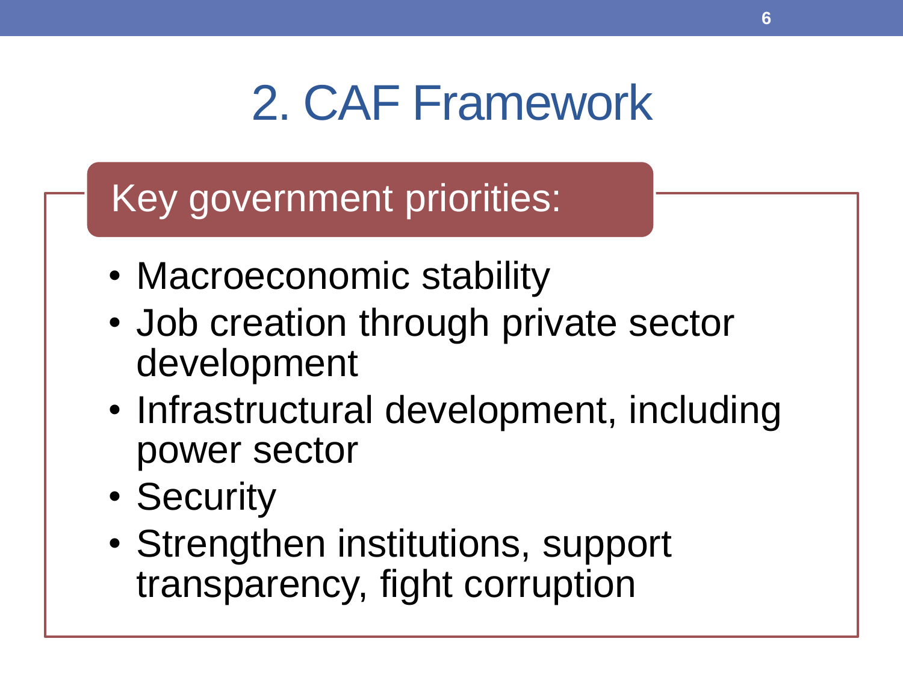# 2. CAF Framework

## Key government priorities:

- Macroeconomic stability
- Job creation through private sector development
- Infrastructural development, including power sector
- Security
- Strengthen institutions, support transparency, fight corruption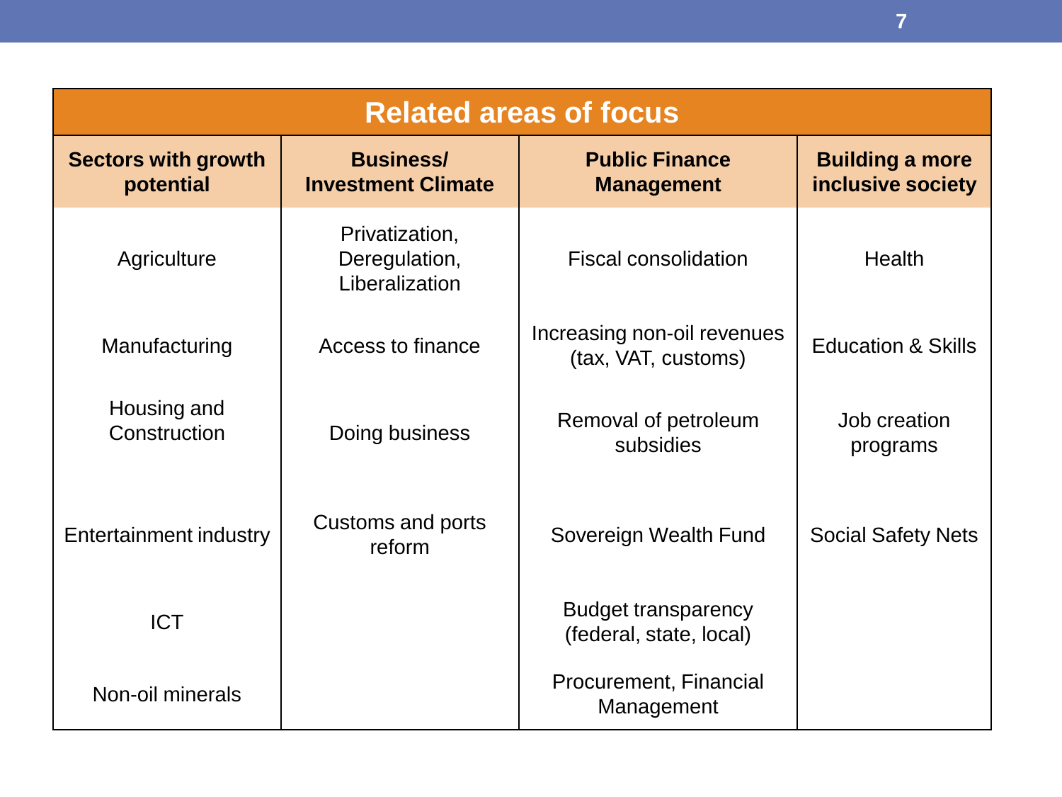| Related areas of focus | | | |
|---|---|---|---|
| **Sectors with growth potential** | **Business/ Investment Climate** | **Public Finance Management** | **Building a more inclusive society** |
| Agriculture | Privatization, Deregulation, Liberalization | Fiscal consolidation | Health |
| Manufacturing | Access to finance | Increasing non-oil revenues (tax, VAT, customs) | Education & Skills |
| Housing and Construction | Doing business | Removal of petroleum subsidies | Job creation programs |
| Entertainment industry | Customs and ports reform | Sovereign Wealth Fund | Social Safety Nets |
| ICT | | Budget transparency (federal, state, local) | |
| Non-oil minerals | | Procurement, Financial Management | |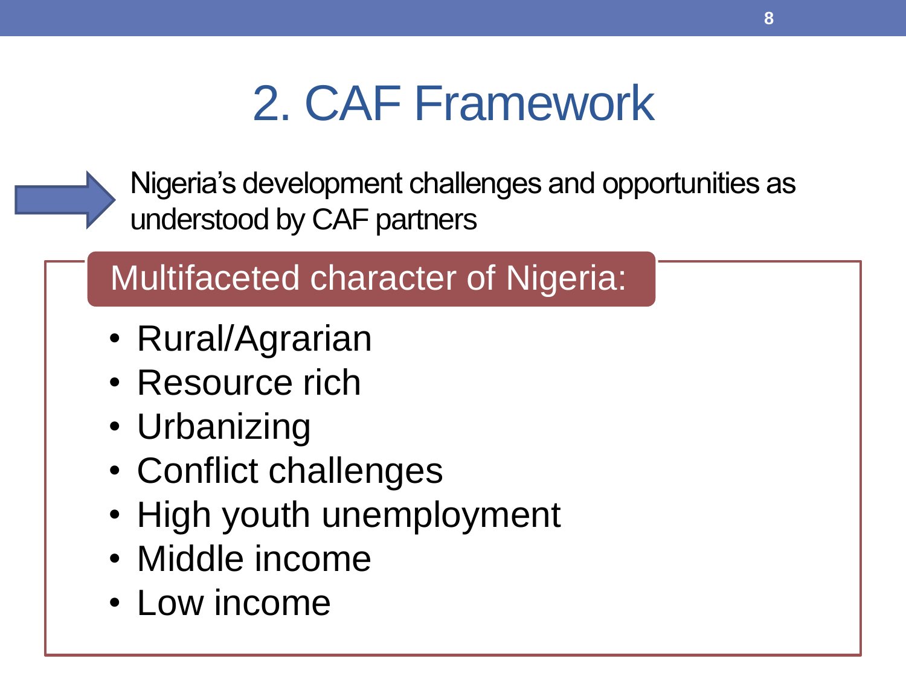# 2. CAF Framework

Nigeria's development challenges and opportunities as understood by CAF partners

## Multifaceted character of Nigeria:

- Rural/Agrarian
- Resource rich
- Urbanizing
- Conflict challenges
- High youth unemployment
- Middle income
- Low income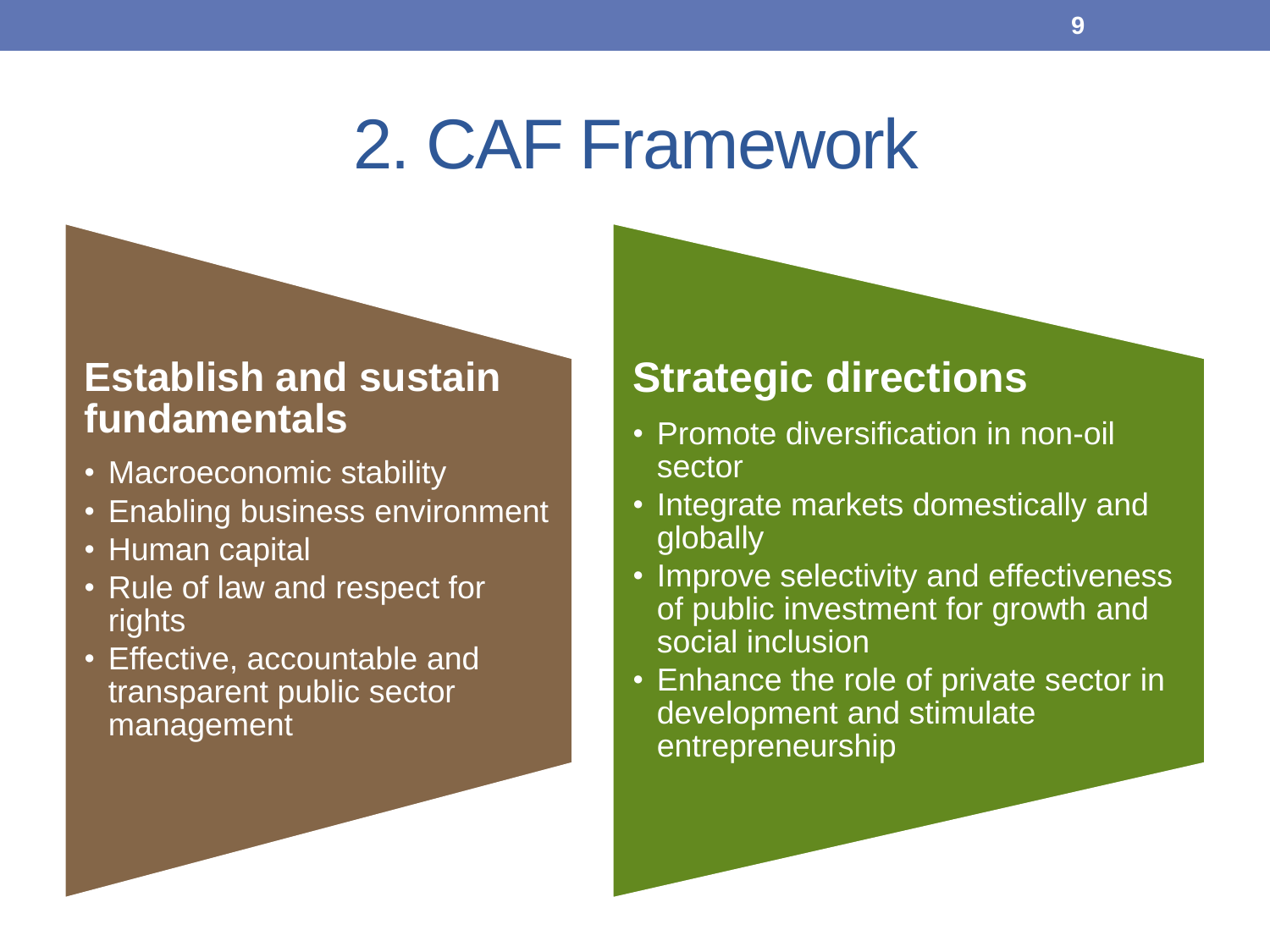# 2. CAF Framework

## Establish and sustain fundamentals

- Macroeconomic stability
- Enabling business environment
- Human capital
- Rule of law and respect for rights
- Effective, accountable and transparent public sector management

## Strategic directions

- Promote diversification in non-oil sector
- Integrate markets domestically and globally
- Improve selectivity and effectiveness of public investment for growth and social inclusion
- Enhance the role of private sector in development and stimulate entrepreneurship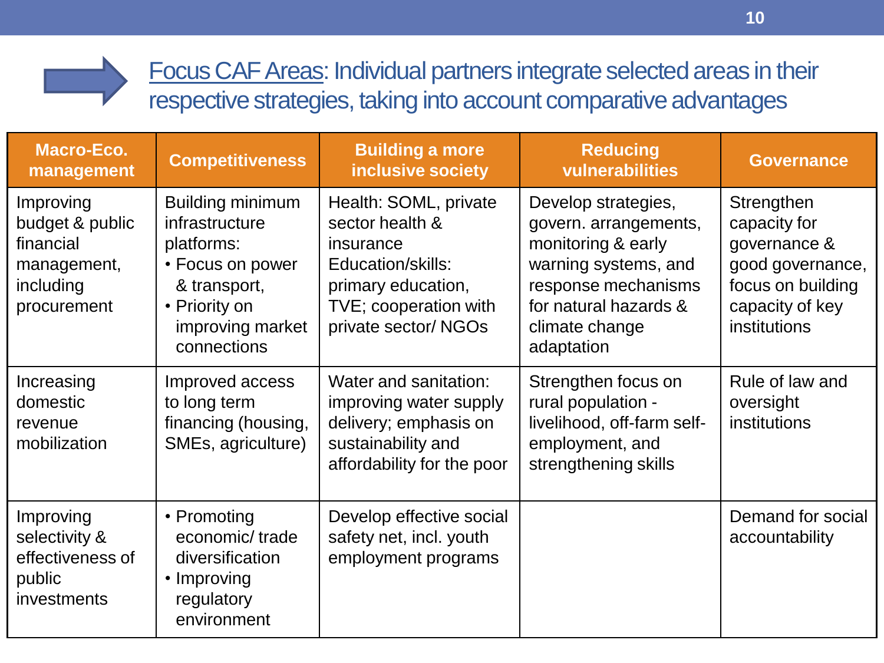Focus CAF Areas: Individual partners integrate selected areas in their respective strategies, taking into account comparative advantages

| Macro-Eco. management | Competitiveness | Building a more inclusive society | Reducing vulnerabilities | Governance |
|---|---|---|---|---|
| Improving budget & public financial management, including procurement | Building minimum infrastructure platforms: • Focus on power & transport, • Priority on improving market connections | Health: SOML, private sector health & insurance Education/skills: primary education, TVE; cooperation with private sector/ NGOs | Develop strategies, govern. arrangements, monitoring & early warning systems, and response mechanisms for natural hazards & climate change adaptation | Strengthen capacity for governance & good governance, focus on building capacity of key institutions |
| Increasing domestic revenue mobilization | Improved access to long term financing (housing, SMEs, agriculture) | Water and sanitation: improving water supply delivery; emphasis on sustainability and affordability for the poor | Strengthen focus on rural population - livelihood, off-farm self-employment, and strengthening skills | Rule of law and oversight institutions |
| Improving selectivity & effectiveness of public investments | • Promoting economic/ trade diversification • Improving regulatory environment | Develop effective social safety net, incl. youth employment programs | | Demand for social accountability |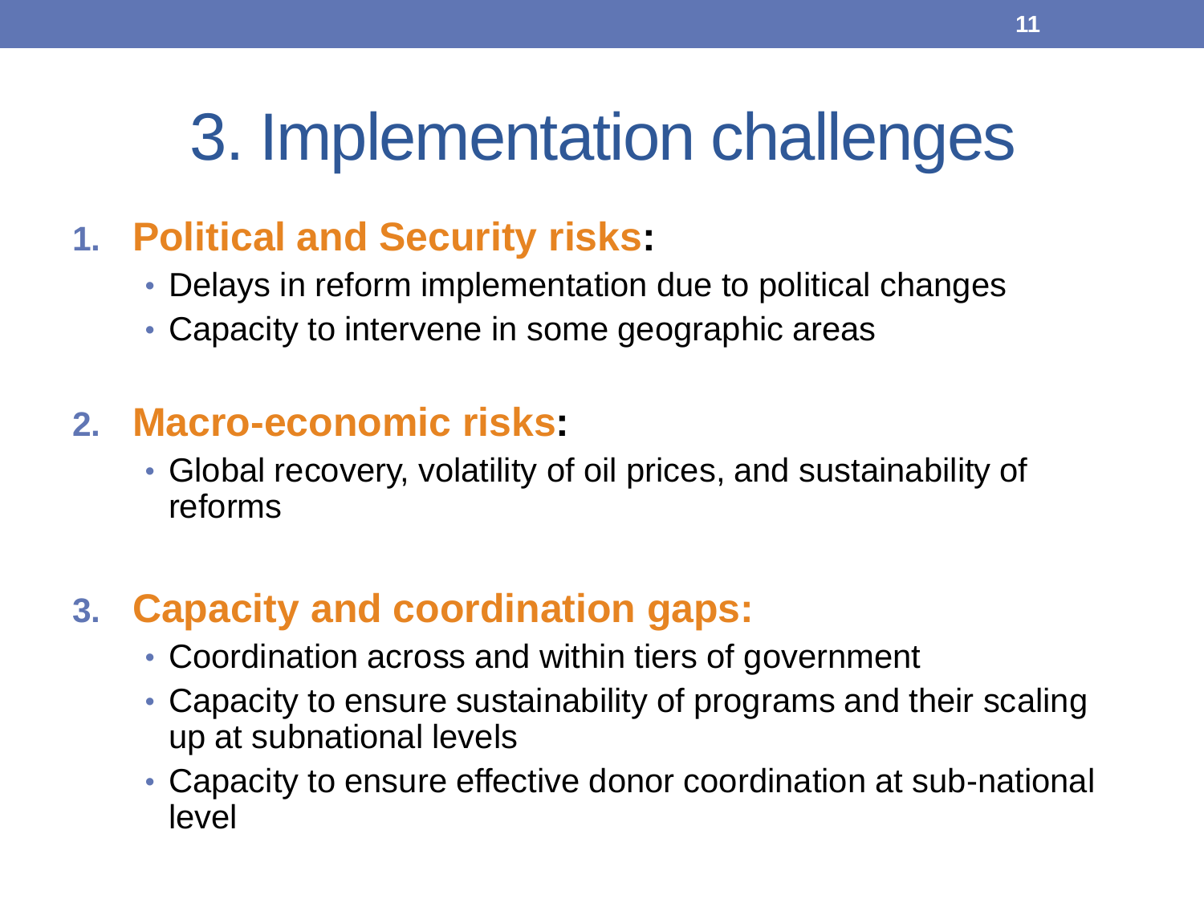# 3. Implementation challenges

1. **Political and Security risks:**
   - Delays in reform implementation due to political changes
   - Capacity to intervene in some geographic areas

2. **Macro-economic risks:**
   - Global recovery, volatility of oil prices, and sustainability of reforms

3. **Capacity and coordination gaps:**
   - Coordination across and within tiers of government
   - Capacity to ensure sustainability of programs and their scaling up at subnational levels
   - Capacity to ensure effective donor coordination at sub-national level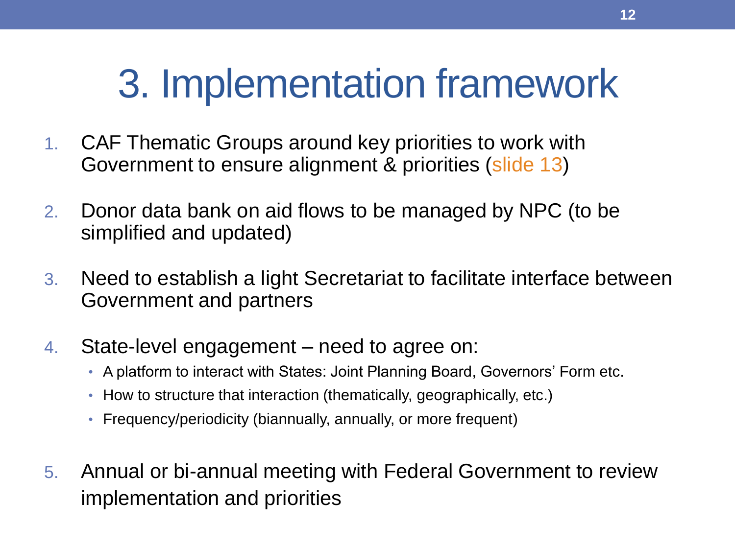# 3. Implementation framework

1. CAF Thematic Groups around key priorities to work with Government to ensure alignment & priorities (slide 13)

2. Donor data bank on aid flows to be managed by NPC (to be simplified and updated)

3. Need to establish a light Secretariat to facilitate interface between Government and partners

4. State-level engagement – need to agree on:
   - A platform to interact with States: Joint Planning Board, Governors' Form etc.
   - How to structure that interaction (thematically, geographically, etc.)
   - Frequency/periodicity (biannually, annually, or more frequent)

5. Annual or bi-annual meeting with Federal Government to review implementation and priorities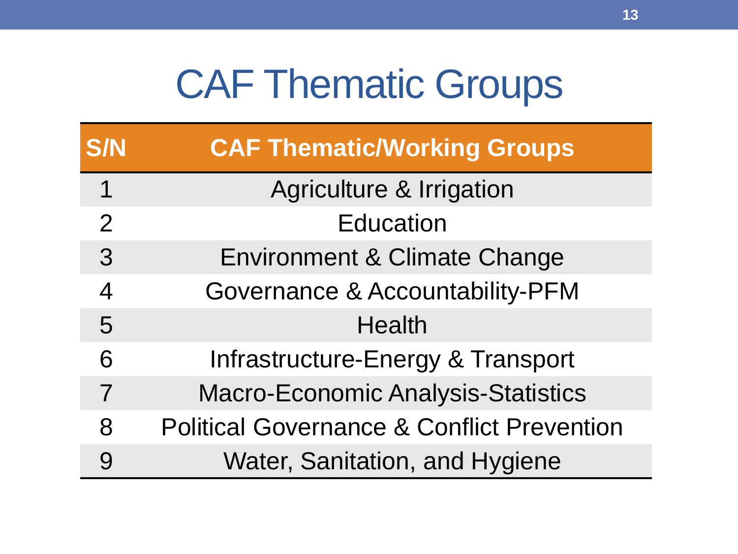# CAF Thematic Groups

| S/N | CAF Thematic/Working Groups |
|---|---|
| 1 | Agriculture & Irrigation |
| 2 | Education |
| 3 | Environment & Climate Change |
| 4 | Governance & Accountability-PFM |
| 5 | Health |
| 6 | Infrastructure-Energy & Transport |
| 7 | Macro-Economic Analysis-Statistics |
| 8 | Political Governance & Conflict Prevention |
| 9 | Water, Sanitation, and Hygiene |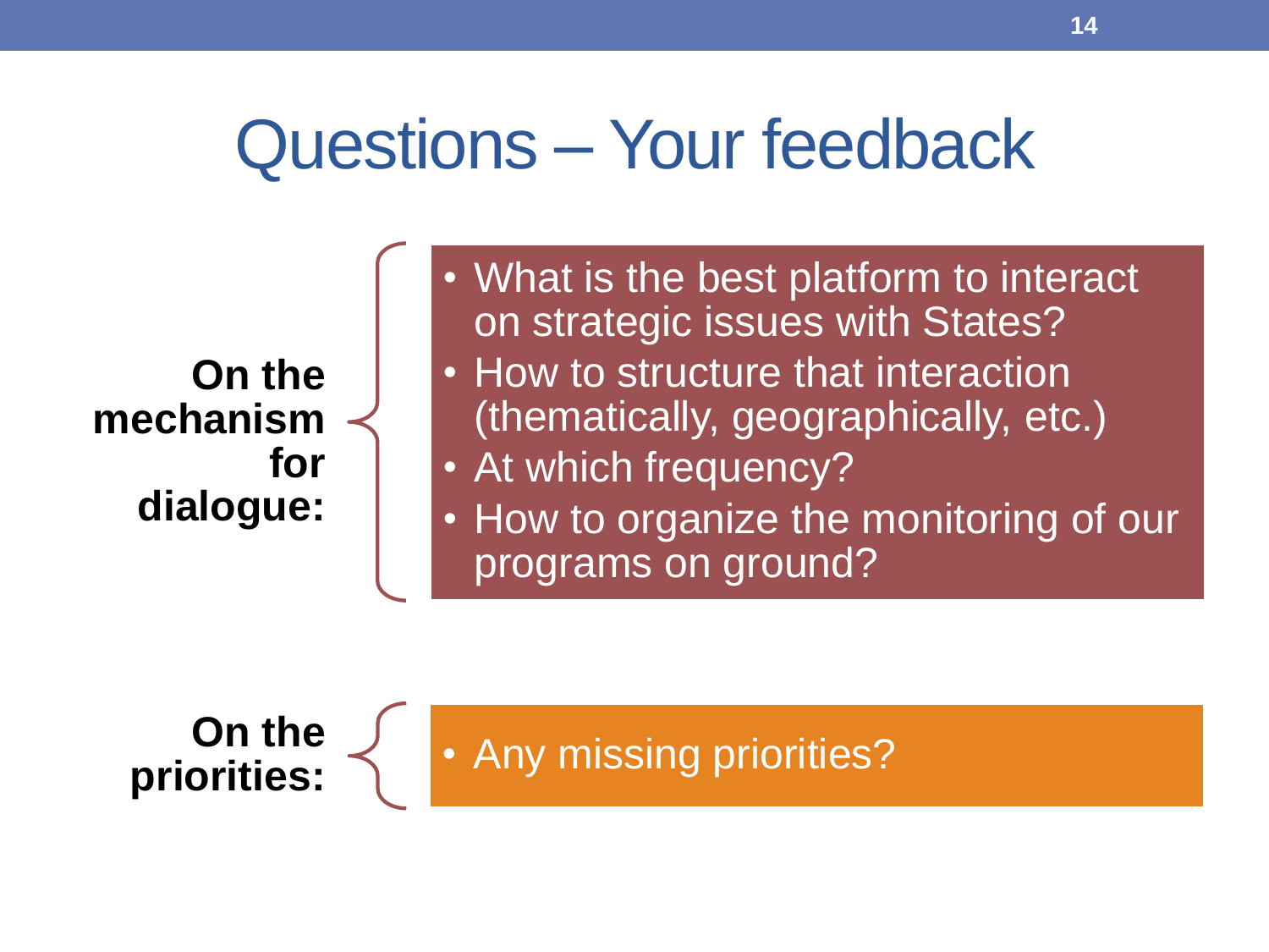# Questions – Your feedback

**On the mechanism for dialogue:**

- What is the best platform to interact on strategic issues with States?
- How to structure that interaction (thematically, geographically, etc.)
- At which frequency?
- How to organize the monitoring of our programs on ground?

**On the priorities:**

- Any missing priorities?